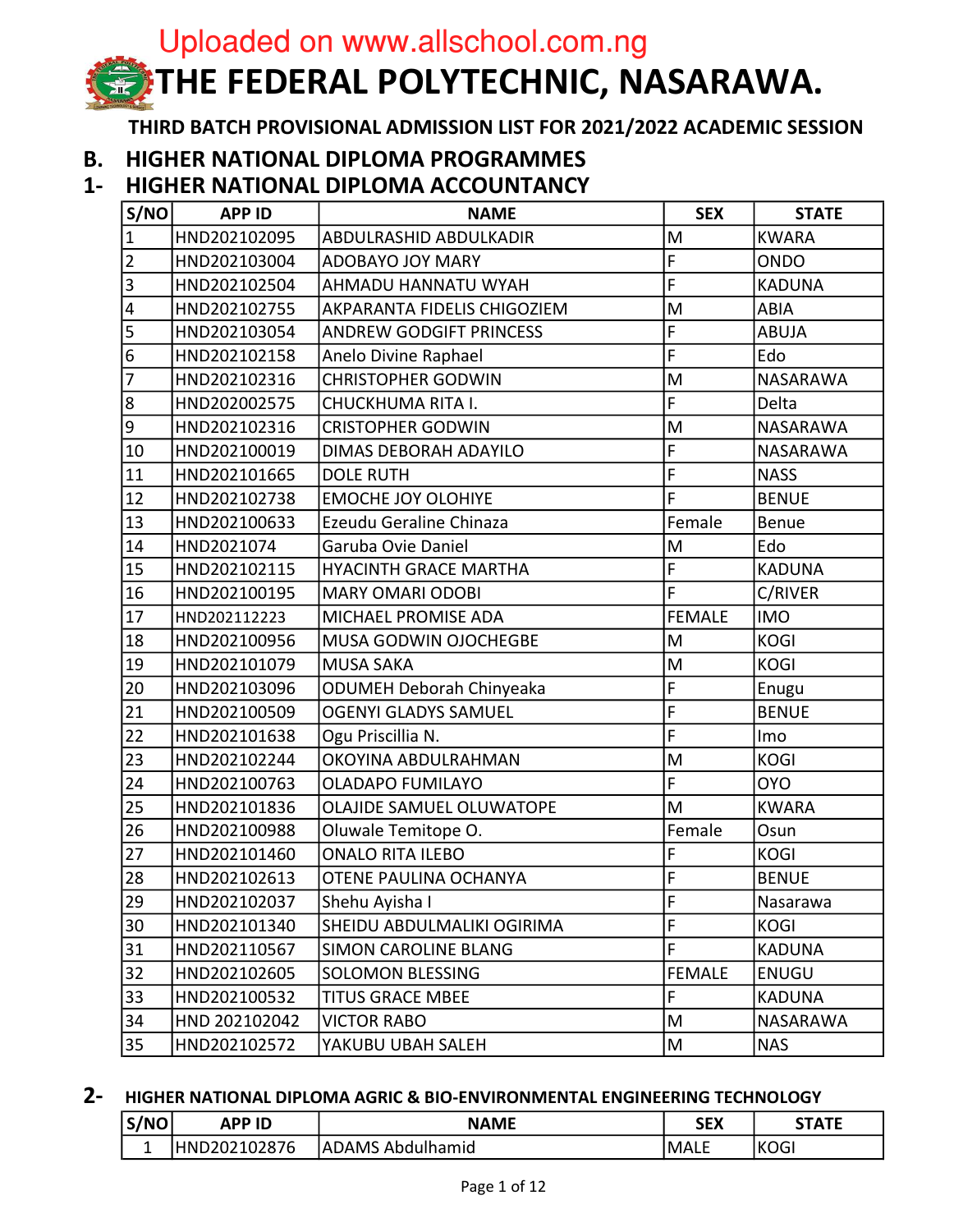Uploaded on www.allschool.com.ng

# THE FEDERAL POLYTECHNIC, NASARAWA.

### THIRD BATCH PROVISIONAL ADMISSION LIST FOR 2021/2022 ACADEMIC SESSION

## B. HIGHER NATIONAL DIPLOMA PROGRAMMES

## 1- HIGHER NATIONAL DIPLOMA ACCOUNTANCY

| S/NO | APP ID | NAME | SEX | STATE |
|---|---|---|---|---|
| 1 | HND202102095 | ABDULRASHID ABDULKADIR | M | KWARA |
| 2 | HND202103004 | ADOBAYO JOY MARY | F | ONDO |
| 3 | HND202102504 | AHMADU HANNATU WYAH | F | KADUNA |
| 4 | HND202102755 | AKPARANTA FIDELIS CHIGOZIEM | M | ABIA |
| 5 | HND202103054 | ANDREW GODGIFT PRINCESS | F | ABUJA |
| 6 | HND202102158 | Anelo Divine Raphael | F | Edo |
| 7 | HND202102316 | CHRISTOPHER GODWIN | M | NASARAWA |
| 8 | HND202002575 | CHUCKHUMA RITA I. | F | Delta |
| 9 | HND202102316 | CRISTOPHER GODWIN | M | NASARAWA |
| 10 | HND202100019 | DIMAS DEBORAH ADAYILO | F | NASARAWA |
| 11 | HND202101665 | DOLE RUTH | F | NASS |
| 12 | HND202102738 | EMOCHE JOY OLOHIYE | F | BENUE |
| 13 | HND202100633 | Ezeudu Geraline Chinaza | Female | Benue |
| 14 | HND2021074 | Garuba Ovie Daniel | M | Edo |
| 15 | HND202102115 | HYACINTH GRACE MARTHA | F | KADUNA |
| 16 | HND202100195 | MARY OMARI ODOBI | F | C/RIVER |
| 17 | HND202112223 | MICHAEL PROMISE ADA | FEMALE | IMO |
| 18 | HND202100956 | MUSA GODWIN OJOCHEGBE | M | KOGI |
| 19 | HND202101079 | MUSA SAKA | M | KOGI |
| 20 | HND202103096 | ODUMEH Deborah Chinyeaka | F | Enugu |
| 21 | HND202100509 | OGENYI GLADYS SAMUEL | F | BENUE |
| 22 | HND202101638 | Ogu Priscillia N. | F | Imo |
| 23 | HND202102244 | OKOYINA ABDULRAHMAN | M | KOGI |
| 24 | HND202100763 | OLADAPO FUMILAYO | F | OYO |
| 25 | HND202101836 | OLAJIDE SAMUEL OLUWATOPE | M | KWARA |
| 26 | HND202100988 | Oluwale Temitope O. | Female | Osun |
| 27 | HND202101460 | ONALO RITA ILEBO | F | KOGI |
| 28 | HND202102613 | OTENE PAULINA OCHANYA | F | BENUE |
| 29 | HND202102037 | Shehu Ayisha I | F | Nasarawa |
| 30 | HND202101340 | SHEIDU ABDULMALIKI OGIRIMA | F | KOGI |
| 31 | HND202110567 | SIMON CAROLINE BLANG | F | KADUNA |
| 32 | HND202102605 | SOLOMON BLESSING | FEMALE | ENUGU |
| 33 | HND202100532 | TITUS GRACE MBEE | F | KADUNA |
| 34 | HND 202102042 | VICTOR RABO | M | NASARAWA |
| 35 | HND202102572 | YAKUBU UBAH SALEH | M | NAS |

## 2- HIGHER NATIONAL DIPLOMA AGRIC & BIO-ENVIRONMENTAL ENGINEERING TECHNOLOGY

| S/NO | APP ID | NAME | SEX | STATE |
|---|---|---|---|---|
| 1 | HND202102876 | ADAMS Abdulhamid | MALE | KOGI |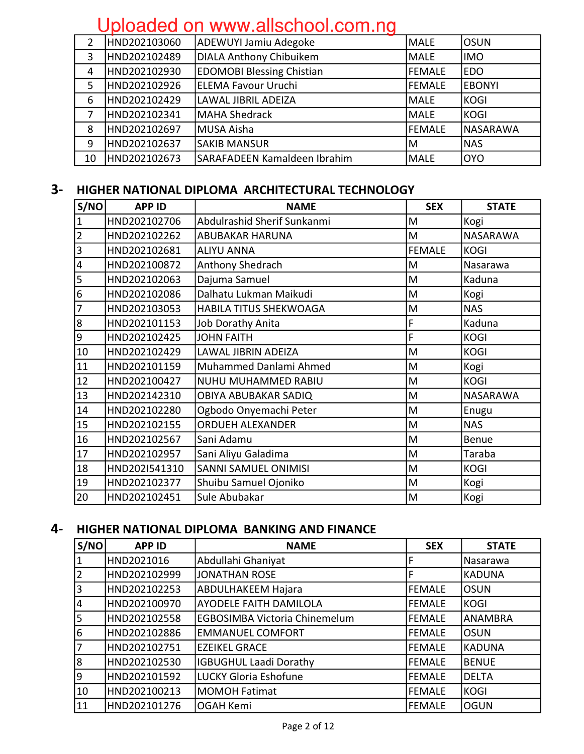| | | | | |
|---|---|---|---|---|
| 2 | HND202103060 | ADEWUYI Jamiu Adegoke | MALE | OSUN |
| 3 | HND202102489 | DIALA Anthony Chibuikem | MALE | IMO |
| 4 | HND202102930 | EDOMOBI Blessing Chistian | FEMALE | EDO |
| 5 | HND202102926 | ELEMA Favour Uruchi | FEMALE | EBONYI |
| 6 | HND202102429 | LAWAL JIBRIL ADEIZA | MALE | KOGI |
| 7 | HND202102341 | MAHA Shedrack | MALE | KOGI |
| 8 | HND202102697 | MUSA Aisha | FEMALE | NASARAWA |
| 9 | HND202102637 | SAKIB MANSUR | M | NAS |
| 10 | HND202102673 | SARAFADEEN Kamaldeen Ibrahim | MALE | OYO |

## 3- HIGHER NATIONAL DIPLOMA ARCHITECTURAL TECHNOLOGY

| S/NO | APP ID | NAME | SEX | STATE |
|---|---|---|---|---|
| 1 | HND202102706 | Abdulrashid Sherif Sunkanmi | M | Kogi |
| 2 | HND202102262 | ABUBAKAR HARUNA | M | NASARAWA |
| 3 | HND202102681 | ALIYU ANNA | FEMALE | KOGI |
| 4 | HND202100872 | Anthony Shedrach | M | Nasarawa |
| 5 | HND202102063 | Dajuma Samuel | M | Kaduna |
| 6 | HND202102086 | Dalhatu Lukman Maikudi | M | Kogi |
| 7 | HND202103053 | HABILA TITUS SHEKWOAGA | M | NAS |
| 8 | HND202101153 | Job Dorathy Anita | F | Kaduna |
| 9 | HND202102425 | JOHN FAITH | F | KOGI |
| 10 | HND202102429 | LAWAL JIBRIN ADEIZA | M | KOGI |
| 11 | HND202101159 | Muhammed Danlami Ahmed | M | Kogi |
| 12 | HND202100427 | NUHU MUHAMMED RABIU | M | KOGI |
| 13 | HND202142310 | OBIYA ABUBAKAR SADIQ | M | NASARAWA |
| 14 | HND202102280 | Ogbodo Onyemachi Peter | M | Enugu |
| 15 | HND202102155 | ORDUEH ALEXANDER | M | NAS |
| 16 | HND202102567 | Sani Adamu | M | Benue |
| 17 | HND202102957 | Sani Aliyu Galadima | M | Taraba |
| 18 | HND202I541310 | SANNI SAMUEL ONIMISI | M | KOGI |
| 19 | HND202102377 | Shuibu Samuel Ojoniko | M | Kogi |
| 20 | HND202102451 | Sule Abubakar | M | Kogi |

## 4- HIGHER NATIONAL DIPLOMA BANKING AND FINANCE

| S/NO | APP ID | NAME | SEX | STATE |
|---|---|---|---|---|
| 1 | HND2021016 | Abdullahi Ghaniyat | F | Nasarawa |
| 2 | HND202102999 | JONATHAN ROSE | F | KADUNA |
| 3 | HND202102253 | ABDULHAKEEM Hajara | FEMALE | OSUN |
| 4 | HND202100970 | AYODELE FAITH DAMILOLA | FEMALE | KOGI |
| 5 | HND202102558 | EGBOSIMBA Victoria Chinemelum | FEMALE | ANAMBRA |
| 6 | HND202102886 | EMMANUEL COMFORT | FEMALE | OSUN |
| 7 | HND202102751 | EZEIKEL GRACE | FEMALE | KADUNA |
| 8 | HND202102530 | IGBUGHUL Laadi Dorathy | FEMALE | BENUE |
| 9 | HND202101592 | LUCKY Gloria Eshofune | FEMALE | DELTA |
| 10 | HND202100213 | MOMOH Fatimat | FEMALE | KOGI |
| 11 | HND202101276 | OGAH Kemi | FEMALE | OGUN |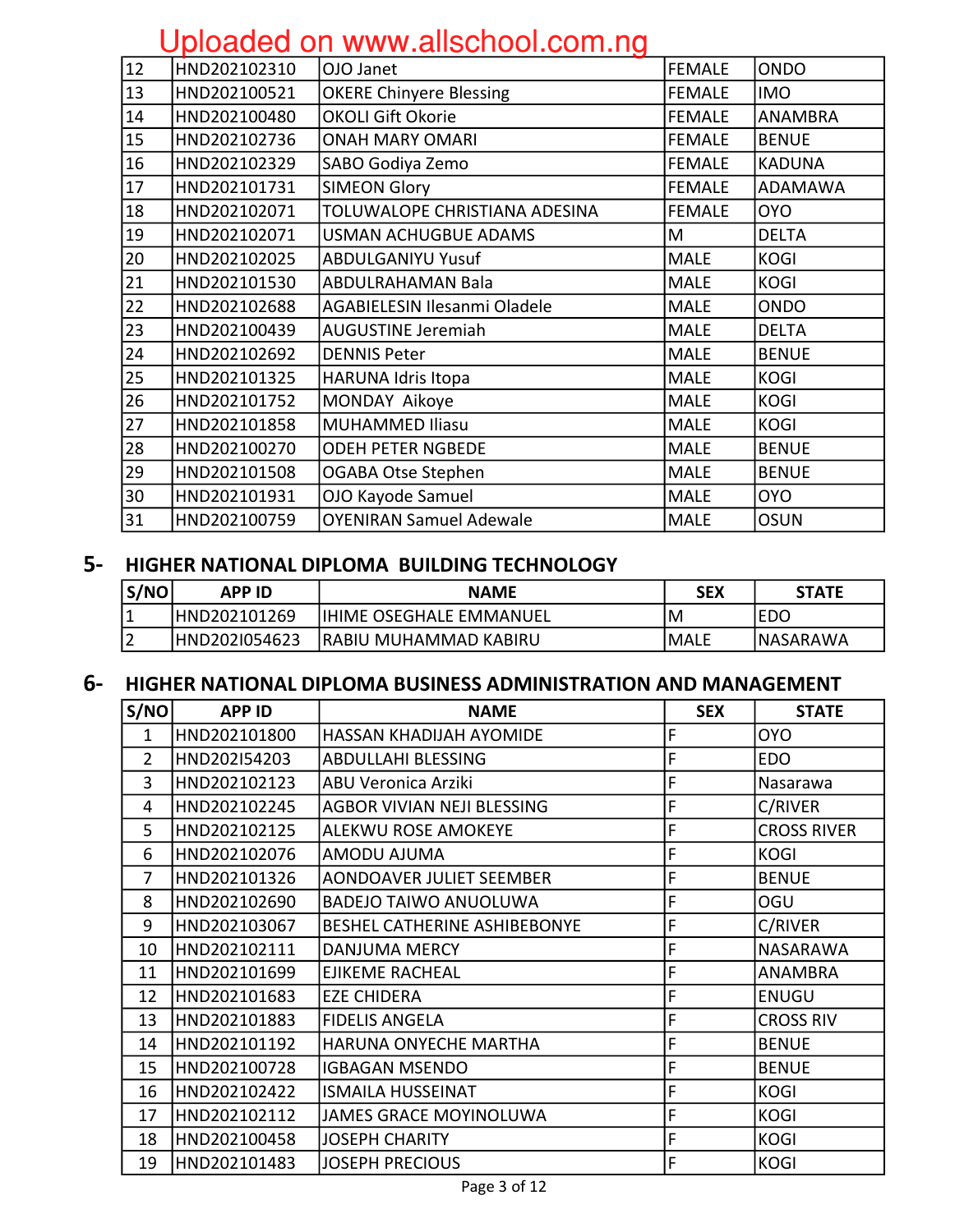| | | | | |
|---|---|---|---|---|
| 12 | HND202102310 | OJO Janet | FEMALE | ONDO |
| 13 | HND202100521 | OKERE Chinyere Blessing | FEMALE | IMO |
| 14 | HND202100480 | OKOLI Gift Okorie | FEMALE | ANAMBRA |
| 15 | HND202102736 | ONAH MARY OMARI | FEMALE | BENUE |
| 16 | HND202102329 | SABO Godiya Zemo | FEMALE | KADUNA |
| 17 | HND202101731 | SIMEON Glory | FEMALE | ADAMAWA |
| 18 | HND202102071 | TOLUWALOPE CHRISTIANA ADESINA | FEMALE | OYO |
| 19 | HND202102071 | USMAN ACHUGBUE ADAMS | M | DELTA |
| 20 | HND202102025 | ABDULGANIYU Yusuf | MALE | KOGI |
| 21 | HND202101530 | ABDULRAHAMAN Bala | MALE | KOGI |
| 22 | HND202102688 | AGABIELESIN Ilesanmi Oladele | MALE | ONDO |
| 23 | HND202100439 | AUGUSTINE Jeremiah | MALE | DELTA |
| 24 | HND202102692 | DENNIS Peter | MALE | BENUE |
| 25 | HND202101325 | HARUNA Idris Itopa | MALE | KOGI |
| 26 | HND202101752 | MONDAY Aikoye | MALE | KOGI |
| 27 | HND202101858 | MUHAMMED Iliasu | MALE | KOGI |
| 28 | HND202100270 | ODEH PETER NGBEDE | MALE | BENUE |
| 29 | HND202101508 | OGABA Otse Stephen | MALE | BENUE |
| 30 | HND202101931 | OJO Kayode Samuel | MALE | OYO |
| 31 | HND202100759 | OYENIRAN Samuel Adewale | MALE | OSUN |

## 5- HIGHER NATIONAL DIPLOMA BUILDING TECHNOLOGY

| S/NO | APP ID | NAME | SEX | STATE |
|---|---|---|---|---|
| 1 | HND202101269 | IHIME OSEGHALE EMMANUEL | M | EDO |
| 2 | HND2021054623 | RABIU MUHAMMAD KABIRU | MALE | NASARAWA |

## 6- HIGHER NATIONAL DIPLOMA BUSINESS ADMINISTRATION AND MANAGEMENT

| S/NO | APP ID | NAME | SEX | STATE |
|---|---|---|---|---|
| 1 | HND202101800 | HASSAN KHADIJAH AYOMIDE | F | OYO |
| 2 | HND202I54203 | ABDULLAHI BLESSING | F | EDO |
| 3 | HND202102123 | ABU Veronica Arziki | F | Nasarawa |
| 4 | HND202102245 | AGBOR VIVIAN NEJI BLESSING | F | C/RIVER |
| 5 | HND202102125 | ALEKWU ROSE AMOKEYE | F | CROSS RIVER |
| 6 | HND202102076 | AMODU AJUMA | F | KOGI |
| 7 | HND202101326 | AONDOAVER JULIET SEEMBER | F | BENUE |
| 8 | HND202102690 | BADEJO TAIWO ANUOLUWA | F | OGU |
| 9 | HND202103067 | BESHEL CATHERINE ASHIBEBONYE | F | C/RIVER |
| 10 | HND202102111 | DANJUMA MERCY | F | NASARAWA |
| 11 | HND202101699 | EJIKEME RACHEAL | F | ANAMBRA |
| 12 | HND202101683 | EZE CHIDERA | F | ENUGU |
| 13 | HND202101883 | FIDELIS ANGELA | F | CROSS RIV |
| 14 | HND202101192 | HARUNA ONYECHE MARTHA | F | BENUE |
| 15 | HND202100728 | IGBAGAN MSENDO | F | BENUE |
| 16 | HND202102422 | ISMAILA HUSSEINAT | F | KOGI |
| 17 | HND202102112 | JAMES GRACE MOYINOLUWA | F | KOGI |
| 18 | HND202100458 | JOSEPH CHARITY | F | KOGI |
| 19 | HND202101483 | JOSEPH PRECIOUS | F | KOGI |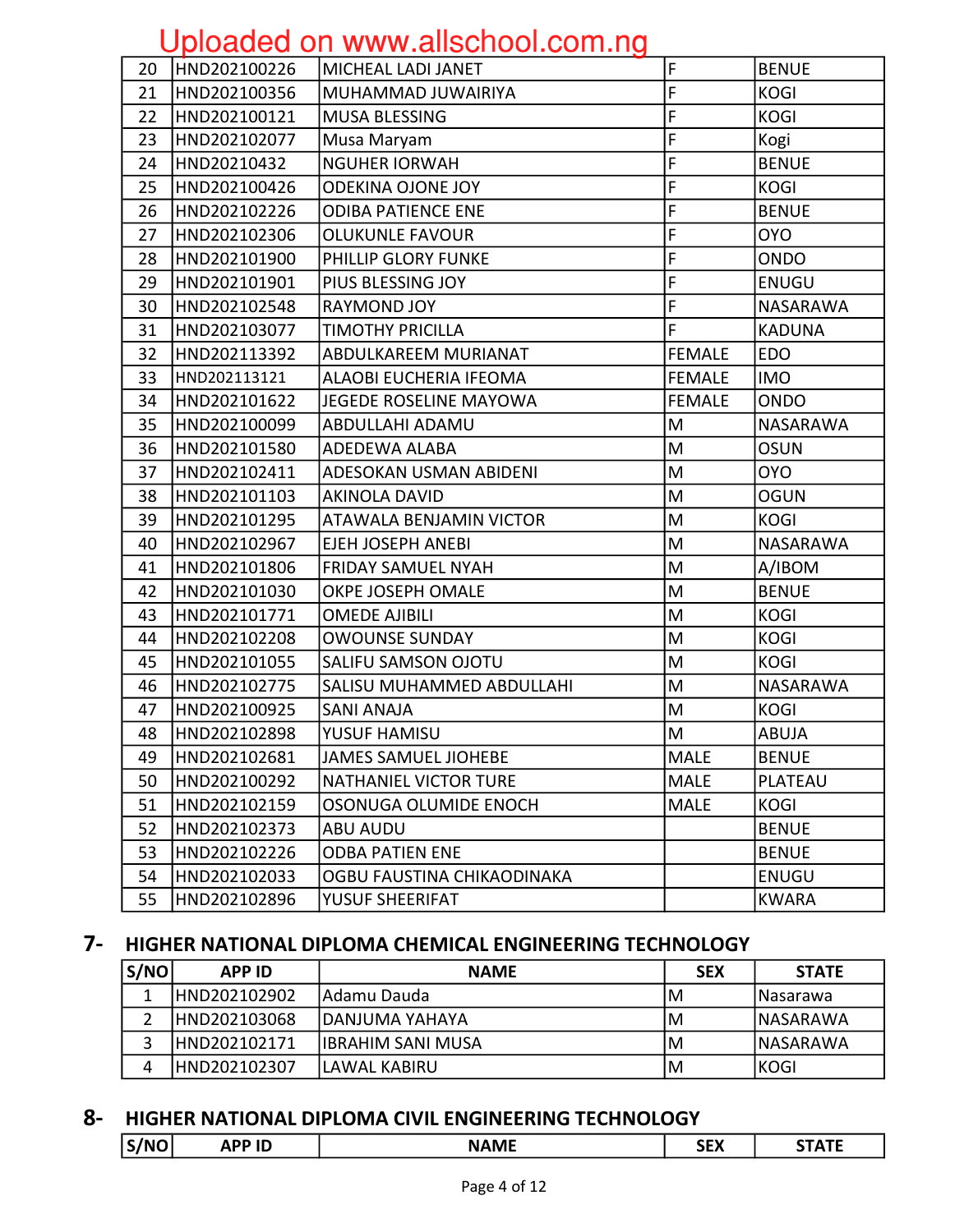Uploaded on www.allschool.com.ng

| | | | | |
|---|---|---|---|---|
| 20 | HND202100226 | MICHEAL LADI JANET | F | BENUE |
| 21 | HND202100356 | MUHAMMAD JUWAIRIYA | F | KOGI |
| 22 | HND202100121 | MUSA BLESSING | F | KOGI |
| 23 | HND202102077 | Musa Maryam | F | Kogi |
| 24 | HND20210432 | NGUHER IORWAH | F | BENUE |
| 25 | HND202100426 | ODEKINA OJONE JOY | F | KOGI |
| 26 | HND202102226 | ODIBA PATIENCE ENE | F | BENUE |
| 27 | HND202102306 | OLUKUNLE FAVOUR | F | OYO |
| 28 | HND202101900 | PHILLIP GLORY FUNKE | F | ONDO |
| 29 | HND202101901 | PIUS BLESSING JOY | F | ENUGU |
| 30 | HND202102548 | RAYMOND JOY | F | NASARAWA |
| 31 | HND202103077 | TIMOTHY PRICILLA | F | KADUNA |
| 32 | HND202113392 | ABDULKAREEM MURIANAT | FEMALE | EDO |
| 33 | HND202113121 | ALAOBI EUCHERIA IFEOMA | FEMALE | IMO |
| 34 | HND202101622 | JEGEDE ROSELINE MAYOWA | FEMALE | ONDO |
| 35 | HND202100099 | ABDULLAHI ADAMU | M | NASARAWA |
| 36 | HND202101580 | ADEDEWA ALABA | M | OSUN |
| 37 | HND202102411 | ADESOKAN USMAN ABIDENI | M | OYO |
| 38 | HND202101103 | AKINOLA DAVID | M | OGUN |
| 39 | HND202101295 | ATAWALA BENJAMIN VICTOR | M | KOGI |
| 40 | HND202102967 | EJEH JOSEPH ANEBI | M | NASARAWA |
| 41 | HND202101806 | FRIDAY SAMUEL NYAH | M | A/IBOM |
| 42 | HND202101030 | OKPE JOSEPH OMALE | M | BENUE |
| 43 | HND202101771 | OMEDE AJIBILI | M | KOGI |
| 44 | HND202102208 | OWOUNSE SUNDAY | M | KOGI |
| 45 | HND202101055 | SALIFU SAMSON OJOTU | M | KOGI |
| 46 | HND202102775 | SALISU MUHAMMED ABDULLAHI | M | NASARAWA |
| 47 | HND202100925 | SANI ANAJA | M | KOGI |
| 48 | HND202102898 | YUSUF HAMISU | M | ABUJA |
| 49 | HND202102681 | JAMES SAMUEL JIOHEBE | MALE | BENUE |
| 50 | HND202100292 | NATHANIEL VICTOR TURE | MALE | PLATEAU |
| 51 | HND202102159 | OSONUGA OLUMIDE ENOCH | MALE | KOGI |
| 52 | HND202102373 | ABU AUDU | | BENUE |
| 53 | HND202102226 | ODBA PATIEN ENE | | BENUE |
| 54 | HND202102033 | OGBU FAUSTINA CHIKAODINAKA | | ENUGU |
| 55 | HND202102896 | YUSUF SHEERIFAT | | KWARA |

## 7- HIGHER NATIONAL DIPLOMA CHEMICAL ENGINEERING TECHNOLOGY

| S/NO | APP ID | NAME | SEX | STATE |
|---|---|---|---|---|
| 1 | HND202102902 | Adamu Dauda | M | Nasarawa |
| 2 | HND202103068 | DANJUMA YAHAYA | M | NASARAWA |
| 3 | HND202102171 | IBRAHIM SANI MUSA | M | NASARAWA |
| 4 | HND202102307 | LAWAL KABIRU | M | KOGI |

## 8- HIGHER NATIONAL DIPLOMA CIVIL ENGINEERING TECHNOLOGY

| S/NO | APP ID | NAME | SEX | STATE |
|---|---|---|---|---|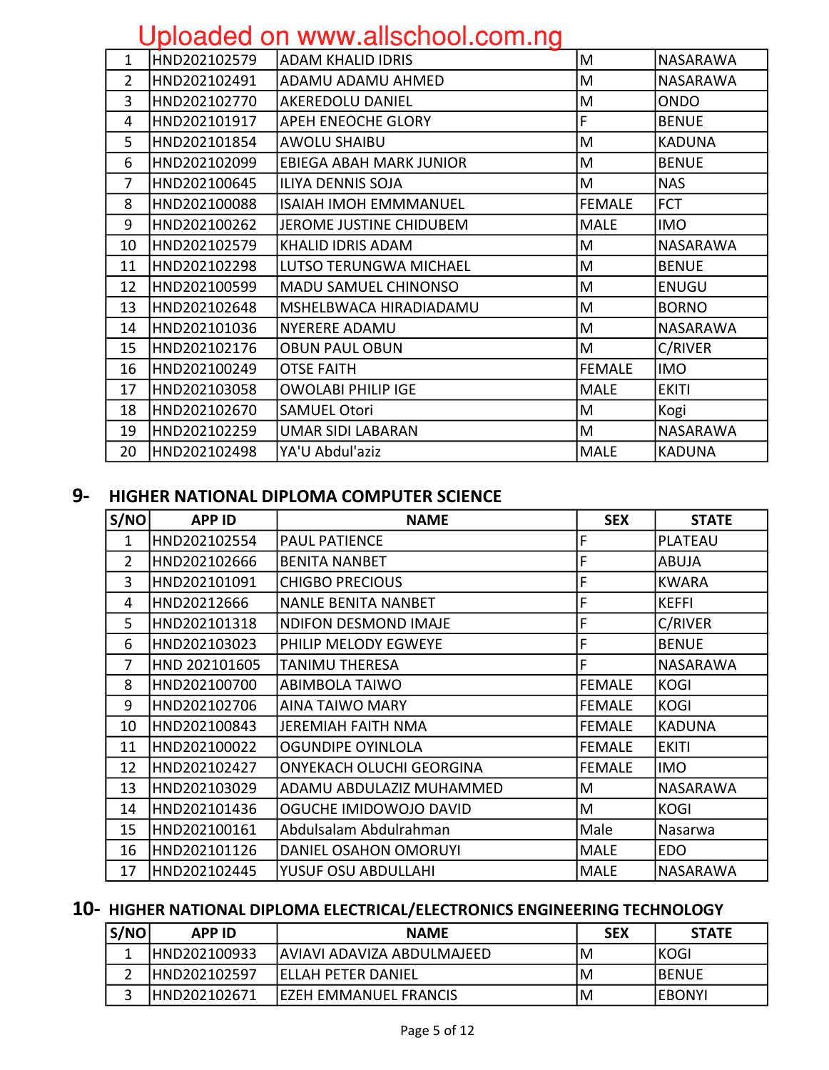| | | | | |
|---|---|---|---|---|
| 1 | HND202102579 | ADAM KHALID IDRIS | M | NASARAWA |
| 2 | HND202102491 | ADAMU ADAMU AHMED | M | NASARAWA |
| 3 | HND202102770 | AKEREDOLU DANIEL | M | ONDO |
| 4 | HND202101917 | APEH ENEOCHE GLORY | F | BENUE |
| 5 | HND202101854 | AWOLU SHAIBU | M | KADUNA |
| 6 | HND202102099 | EBIEGA ABAH MARK JUNIOR | M | BENUE |
| 7 | HND202100645 | ILIYA DENNIS SOJA | M | NAS |
| 8 | HND202100088 | ISAIAH IMOH EMMMANUEL | FEMALE | FCT |
| 9 | HND202100262 | JEROME JUSTINE CHIDUBEM | MALE | IMO |
| 10 | HND202102579 | KHALID IDRIS ADAM | M | NASARAWA |
| 11 | HND202102298 | LUTSO TERUNGWA MICHAEL | M | BENUE |
| 12 | HND202100599 | MADU SAMUEL CHINONSO | M | ENUGU |
| 13 | HND202102648 | MSHELBWACA HIRADIADAMU | M | BORNO |
| 14 | HND202101036 | NYERERE ADAMU | M | NASARAWA |
| 15 | HND202102176 | OBUN PAUL OBUN | M | C/RIVER |
| 16 | HND202100249 | OTSE FAITH | FEMALE | IMO |
| 17 | HND202103058 | OWOLABI PHILIP IGE | MALE | EKITI |
| 18 | HND202102670 | SAMUEL Otori | M | Kogi |
| 19 | HND202102259 | UMAR SIDI LABARAN | M | NASARAWA |
| 20 | HND202102498 | YA'U Abdul'aziz | MALE | KADUNA |

## 9- HIGHER NATIONAL DIPLOMA COMPUTER SCIENCE

| S/NO | APP ID | NAME | SEX | STATE |
|---|---|---|---|---|
| 1 | HND202102554 | PAUL PATIENCE | F | PLATEAU |
| 2 | HND202102666 | BENITA NANBET | F | ABUJA |
| 3 | HND202101091 | CHIGBO PRECIOUS | F | KWARA |
| 4 | HND20212666 | NANLE BENITA NANBET | F | KEFFI |
| 5 | HND202101318 | NDIFON DESMOND IMAJE | F | C/RIVER |
| 6 | HND202103023 | PHILIP MELODY EGWEYE | F | BENUE |
| 7 | HND 202101605 | TANIMU THERESA | F | NASARAWA |
| 8 | HND202100700 | ABIMBOLA TAIWO | FEMALE | KOGI |
| 9 | HND202102706 | AINA TAIWO MARY | FEMALE | KOGI |
| 10 | HND202100843 | JEREMIAH FAITH NMA | FEMALE | KADUNA |
| 11 | HND202100022 | OGUNDIPE OYINLOLA | FEMALE | EKITI |
| 12 | HND202102427 | ONYEKACH OLUCHI GEORGINA | FEMALE | IMO |
| 13 | HND202103029 | ADAMU ABDULAZIZ MUHAMMED | M | NASARAWA |
| 14 | HND202101436 | OGUCHE IMIDOWOJO DAVID | M | KOGI |
| 15 | HND202100161 | Abdulsalam Abdulrahman | Male | Nasarwa |
| 16 | HND202101126 | DANIEL OSAHON OMORUYI | MALE | EDO |
| 17 | HND202102445 | YUSUF OSU ABDULLAHI | MALE | NASARAWA |

## 10- HIGHER NATIONAL DIPLOMA ELECTRICAL/ELECTRONICS ENGINEERING TECHNOLOGY

| S/NO | APP ID | NAME | SEX | STATE |
|---|---|---|---|---|
| 1 | HND202100933 | AVIAVI ADAVIZA ABDULMAJEED | M | KOGI |
| 2 | HND202102597 | ELLAH PETER DANIEL | M | BENUE |
| 3 | HND202102671 | EZEH EMMANUEL FRANCIS | M | EBONYI |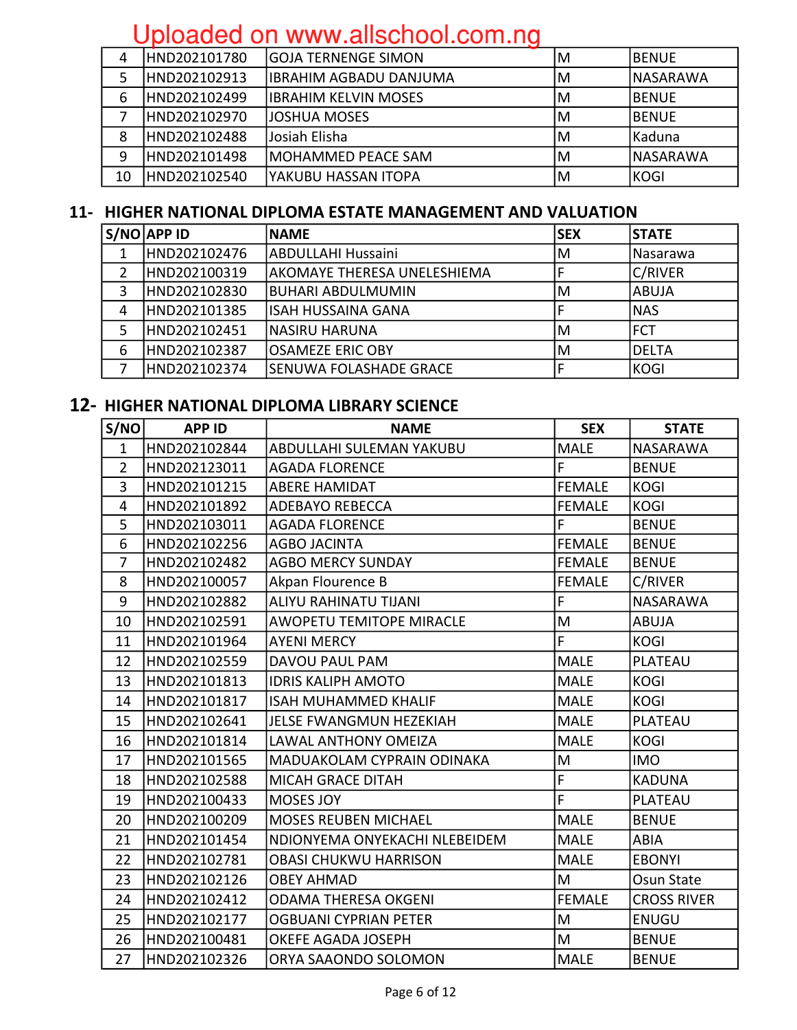| | | | | |
|---|---|---|---|---|
| 4 | HND202101780 | GOJA TERNENGE SIMON | M | BENUE |
| 5 | HND202102913 | IBRAHIM AGBADU DANJUMA | M | NASARAWA |
| 6 | HND202102499 | IBRAHIM KELVIN MOSES | M | BENUE |
| 7 | HND202102970 | JOSHUA MOSES | M | BENUE |
| 8 | HND202102488 | Josiah Elisha | M | Kaduna |
| 9 | HND202101498 | MOHAMMED PEACE SAM | M | NASARAWA |
| 10 | HND202102540 | YAKUBU HASSAN ITOPA | M | KOGI |

## 11- HIGHER NATIONAL DIPLOMA ESTATE MANAGEMENT AND VALUATION

| S/NO | APP ID | NAME | SEX | STATE |
|---|---|---|---|---|
| 1 | HND202102476 | ABDULLAHI Hussaini | M | Nasarawa |
| 2 | HND202100319 | AKOMAYE THERESA UNELESHIEMA | F | C/RIVER |
| 3 | HND202102830 | BUHARI ABDULMUMIN | M | ABUJA |
| 4 | HND202101385 | ISAH HUSSAINA GANA | F | NAS |
| 5 | HND202102451 | NASIRU HARUNA | M | FCT |
| 6 | HND202102387 | OSAMEZE ERIC OBY | M | DELTA |
| 7 | HND202102374 | SENUWA FOLASHADE GRACE | F | KOGI |

## 12- HIGHER NATIONAL DIPLOMA LIBRARY SCIENCE

| S/NO | APP ID | NAME | SEX | STATE |
|---|---|---|---|---|
| 1 | HND202102844 | ABDULLAHI SULEMAN YAKUBU | MALE | NASARAWA |
| 2 | HND202123011 | AGADA FLORENCE | F | BENUE |
| 3 | HND202101215 | ABERE HAMIDAT | FEMALE | KOGI |
| 4 | HND202101892 | ADEBAYO REBECCA | FEMALE | KOGI |
| 5 | HND202103011 | AGADA FLORENCE | F | BENUE |
| 6 | HND202102256 | AGBO JACINTA | FEMALE | BENUE |
| 7 | HND202102482 | AGBO MERCY SUNDAY | FEMALE | BENUE |
| 8 | HND202100057 | Akpan Flourence B | FEMALE | C/RIVER |
| 9 | HND202102882 | ALIYU RAHINATU TIJANI | F | NASARAWA |
| 10 | HND202102591 | AWOPETU TEMITOPE MIRACLE | M | ABUJA |
| 11 | HND202101964 | AYENI MERCY | F | KOGI |
| 12 | HND202102559 | DAVOU PAUL PAM | MALE | PLATEAU |
| 13 | HND202101813 | IDRIS KALIPH AMOTO | MALE | KOGI |
| 14 | HND202101817 | ISAH MUHAMMED KHALIF | MALE | KOGI |
| 15 | HND202102641 | JELSE FWANGMUN HEZEKIAH | MALE | PLATEAU |
| 16 | HND202101814 | LAWAL ANTHONY OMEIZA | MALE | KOGI |
| 17 | HND202101565 | MADUAKOLAM CYPRAIN ODINAKA | M | IMO |
| 18 | HND202102588 | MICAH GRACE DITAH | F | KADUNA |
| 19 | HND202100433 | MOSES JOY | F | PLATEAU |
| 20 | HND202100209 | MOSES REUBEN MICHAEL | MALE | BENUE |
| 21 | HND202101454 | NDIONYEMA ONYEKACHI NLEBEIDEM | MALE | ABIA |
| 22 | HND202102781 | OBASI CHUKWU HARRISON | MALE | EBONYI |
| 23 | HND202102126 | OBEY AHMAD | M | Osun State |
| 24 | HND202102412 | ODAMA THERESA OKGENI | FEMALE | CROSS RIVER |
| 25 | HND202102177 | OGBUANI CYPRIAN PETER | M | ENUGU |
| 26 | HND202100481 | OKEFE AGADA JOSEPH | M | BENUE |
| 27 | HND202102326 | ORYA SAAONDO SOLOMON | MALE | BENUE |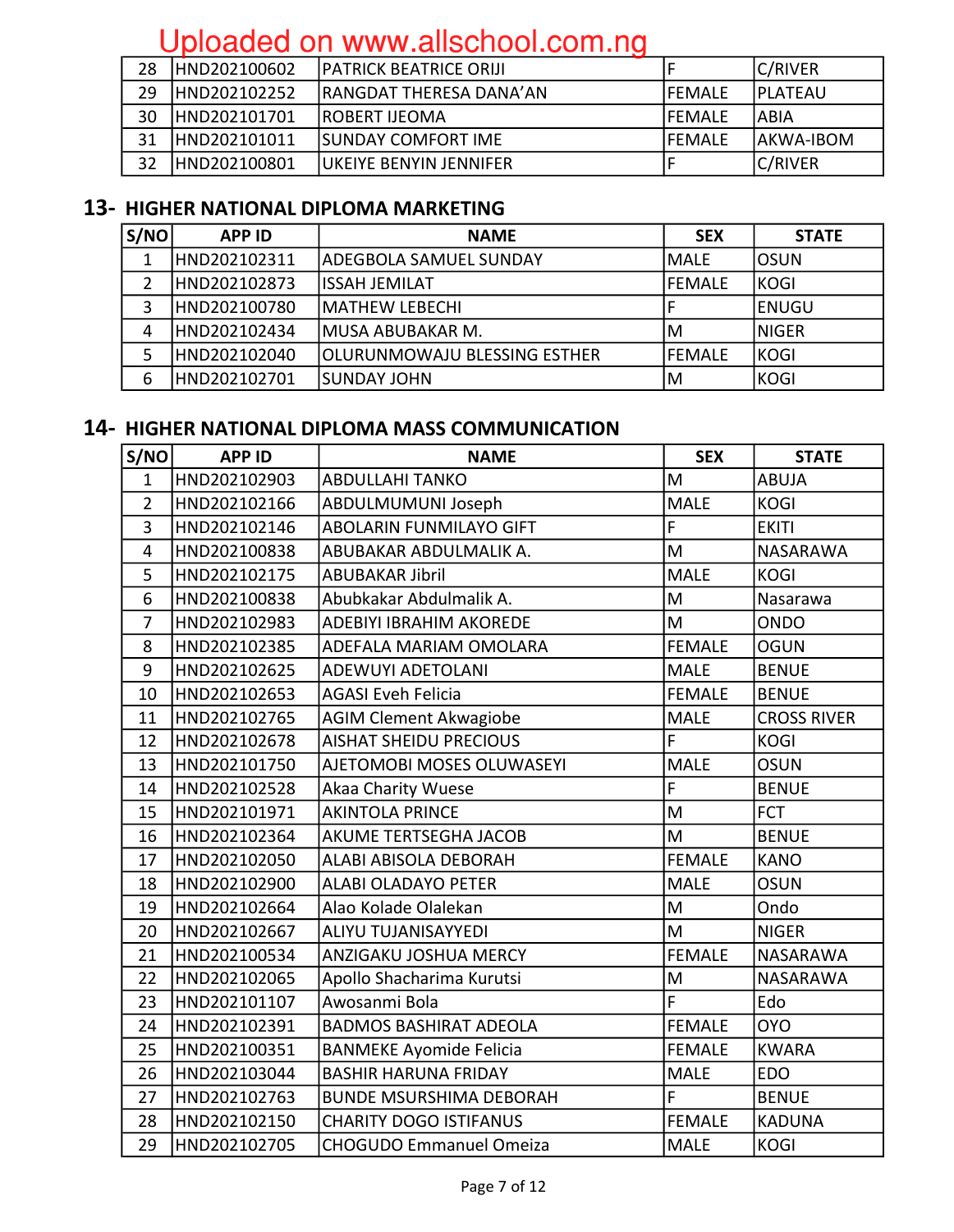| 28 | HND202100602 | PATRICK BEATRICE ORIJI | F | C/RIVER |
|---|---|---|---|---|
| 29 | HND202102252 | RANGDAT THERESA DANA'AN | FEMALE | PLATEAU |
| 30 | HND202101701 | ROBERT IJEOMA | FEMALE | ABIA |
| 31 | HND202101011 | SUNDAY COMFORT IME | FEMALE | AKWA-IBOM |
| 32 | HND202100801 | UKEIYE BENYIN JENNIFER | F | C/RIVER |

## 13- HIGHER NATIONAL DIPLOMA MARKETING

| S/NO | APP ID | NAME | SEX | STATE |
|---|---|---|---|---|
| 1 | HND202102311 | ADEGBOLA SAMUEL SUNDAY | MALE | OSUN |
| 2 | HND202102873 | ISSAH JEMILAT | FEMALE | KOGI |
| 3 | HND202100780 | MATHEW LEBECHI | F | ENUGU |
| 4 | HND202102434 | MUSA ABUBAKAR M. | M | NIGER |
| 5 | HND202102040 | OLURUNMOWAJU BLESSING ESTHER | FEMALE | KOGI |
| 6 | HND202102701 | SUNDAY JOHN | M | KOGI |

## 14- HIGHER NATIONAL DIPLOMA MASS COMMUNICATION

| S/NO | APP ID | NAME | SEX | STATE |
|---|---|---|---|---|
| 1 | HND202102903 | ABDULLAHI TANKO | M | ABUJA |
| 2 | HND202102166 | ABDULMUMUNI Joseph | MALE | KOGI |
| 3 | HND202102146 | ABOLARIN FUNMILAYO GIFT | F | EKITI |
| 4 | HND202100838 | ABUBAKAR ABDULMALIK A. | M | NASARAWA |
| 5 | HND202102175 | ABUBAKAR Jibril | MALE | KOGI |
| 6 | HND202100838 | Abubkakar Abdulmalik A. | M | Nasarawa |
| 7 | HND202102983 | ADEBIYI IBRAHIM AKOREDE | M | ONDO |
| 8 | HND202102385 | ADEFALA MARIAM OMOLARA | FEMALE | OGUN |
| 9 | HND202102625 | ADEWUYI ADETOLANI | MALE | BENUE |
| 10 | HND202102653 | AGASI Eveh Felicia | FEMALE | BENUE |
| 11 | HND202102765 | AGIM Clement Akwagiobe | MALE | CROSS RIVER |
| 12 | HND202102678 | AISHAT SHEIDU PRECIOUS | F | KOGI |
| 13 | HND202101750 | AJETOMOBI MOSES OLUWASEYI | MALE | OSUN |
| 14 | HND202102528 | Akaa Charity Wuese | F | BENUE |
| 15 | HND202101971 | AKINTOLA PRINCE | M | FCT |
| 16 | HND202102364 | AKUME TERTSEGHA JACOB | M | BENUE |
| 17 | HND202102050 | ALABI ABISOLA DEBORAH | FEMALE | KANO |
| 18 | HND202102900 | ALABI OLADAYO PETER | MALE | OSUN |
| 19 | HND202102664 | Alao Kolade Olalekan | M | Ondo |
| 20 | HND202102667 | ALIYU TUJANISAYYEDI | M | NIGER |
| 21 | HND202100534 | ANZIGAKU JOSHUA MERCY | FEMALE | NASARAWA |
| 22 | HND202102065 | Apollo Shacharima Kurutsi | M | NASARAWA |
| 23 | HND202101107 | Awosanmi Bola | F | Edo |
| 24 | HND202102391 | BADMOS BASHIRAT ADEOLA | FEMALE | OYO |
| 25 | HND202100351 | BANMEKE Ayomide Felicia | FEMALE | KWARA |
| 26 | HND202103044 | BASHIR HARUNA FRIDAY | MALE | EDO |
| 27 | HND202102763 | BUNDE MSURSHIMA DEBORAH | F | BENUE |
| 28 | HND202102150 | CHARITY DOGO ISTIFANUS | FEMALE | KADUNA |
| 29 | HND202102705 | CHOGUDO Emmanuel Omeiza | MALE | KOGI |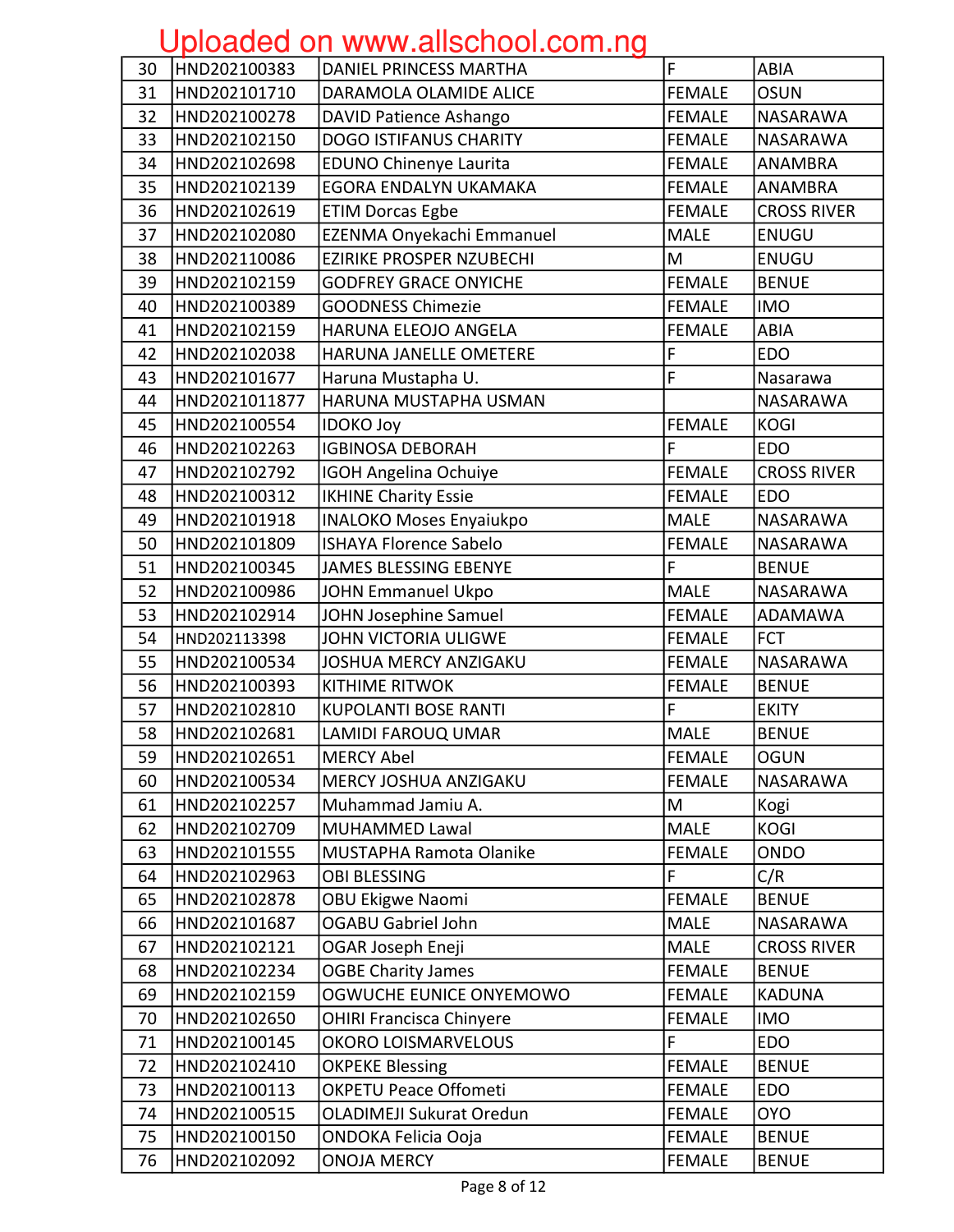Uploaded on www.allschool.com.ng

| | | | | |
|---|---|---|---|---|
| 30 | HND202100383 | DANIEL PRINCESS MARTHA | F | ABIA |
| 31 | HND202101710 | DARAMOLA OLAMIDE ALICE | FEMALE | OSUN |
| 32 | HND202100278 | DAVID Patience Ashango | FEMALE | NASARAWA |
| 33 | HND202102150 | DOGO ISTIFANUS CHARITY | FEMALE | NASARAWA |
| 34 | HND202102698 | EDUNO Chinenye Laurita | FEMALE | ANAMBRA |
| 35 | HND202102139 | EGORA ENDALYN UKAMAKA | FEMALE | ANAMBRA |
| 36 | HND202102619 | ETIM Dorcas Egbe | FEMALE | CROSS RIVER |
| 37 | HND202102080 | EZENMA Onyekachi Emmanuel | MALE | ENUGU |
| 38 | HND202110086 | EZIRIKE PROSPER NZUBECHI | M | ENUGU |
| 39 | HND202102159 | GODFREY GRACE ONYICHE | FEMALE | BENUE |
| 40 | HND202100389 | GOODNESS Chimezie | FEMALE | IMO |
| 41 | HND202102159 | HARUNA ELEOJO ANGELA | FEMALE | ABIA |
| 42 | HND202102038 | HARUNA JANELLE OMETERE | F | EDO |
| 43 | HND202101677 | Haruna Mustapha U. | F | Nasarawa |
| 44 | HND2021011877 | HARUNA MUSTAPHA USMAN | | NASARAWA |
| 45 | HND202100554 | IDOKO Joy | FEMALE | KOGI |
| 46 | HND202102263 | IGBINOSA DEBORAH | F | EDO |
| 47 | HND202102792 | IGOH Angelina Ochuiye | FEMALE | CROSS RIVER |
| 48 | HND202100312 | IKHINE Charity Essie | FEMALE | EDO |
| 49 | HND202101918 | INALOKO Moses Enyaiukpo | MALE | NASARAWA |
| 50 | HND202101809 | ISHAYA Florence Sabelo | FEMALE | NASARAWA |
| 51 | HND202100345 | JAMES BLESSING EBENYE | F | BENUE |
| 52 | HND202100986 | JOHN Emmanuel Ukpo | MALE | NASARAWA |
| 53 | HND202102914 | JOHN Josephine Samuel | FEMALE | ADAMAWA |
| 54 | HND202113398 | JOHN VICTORIA ULIGWE | FEMALE | FCT |
| 55 | HND202100534 | JOSHUA MERCY ANZIGAKU | FEMALE | NASARAWA |
| 56 | HND202100393 | KITHIME RITWOK | FEMALE | BENUE |
| 57 | HND202102810 | KUPOLANTI BOSE RANTI | F | EKITY |
| 58 | HND202102681 | LAMIDI FAROUQ UMAR | MALE | BENUE |
| 59 | HND202102651 | MERCY Abel | FEMALE | OGUN |
| 60 | HND202100534 | MERCY JOSHUA ANZIGAKU | FEMALE | NASARAWA |
| 61 | HND202102257 | Muhammad Jamiu A. | M | Kogi |
| 62 | HND202102709 | MUHAMMED Lawal | MALE | KOGI |
| 63 | HND202101555 | MUSTAPHA Ramota Olanike | FEMALE | ONDO |
| 64 | HND202102963 | OBI BLESSING | F | C/R |
| 65 | HND202102878 | OBU Ekigwe Naomi | FEMALE | BENUE |
| 66 | HND202101687 | OGABU Gabriel John | MALE | NASARAWA |
| 67 | HND202102121 | OGAR Joseph Eneji | MALE | CROSS RIVER |
| 68 | HND202102234 | OGBE Charity James | FEMALE | BENUE |
| 69 | HND202102159 | OGWUCHE EUNICE ONYEMOWO | FEMALE | KADUNA |
| 70 | HND202102650 | OHIRI Francisca Chinyere | FEMALE | IMO |
| 71 | HND202100145 | OKORO LOISMARVELOUS | F | EDO |
| 72 | HND202102410 | OKPEKE Blessing | FEMALE | BENUE |
| 73 | HND202100113 | OKPETU Peace Offometi | FEMALE | EDO |
| 74 | HND202100515 | OLADIMEJI Sukurat Oredun | FEMALE | OYO |
| 75 | HND202100150 | ONDOKA Felicia Ooja | FEMALE | BENUE |
| 76 | HND202102092 | ONOJA MERCY | FEMALE | BENUE |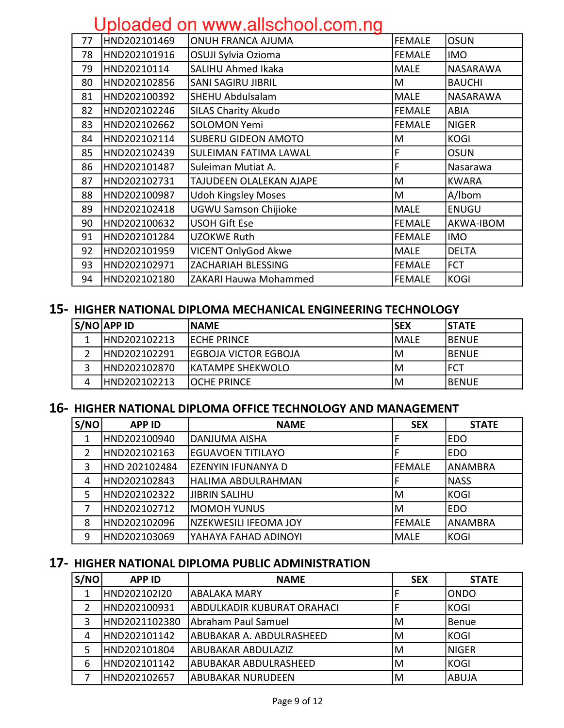Uploaded on www.allschool.com.ng

| | | | | |
|---|---|---|---|---|
| 77 | HND202101469 | ONUH FRANCA AJUMA | FEMALE | OSUN |
| 78 | HND202101916 | OSUJI Sylvia Ozioma | FEMALE | IMO |
| 79 | HND20210114 | SALIHU Ahmed Ikaka | MALE | NASARAWA |
| 80 | HND202102856 | SANI SAGIRU JIBRIL | M | BAUCHI |
| 81 | HND202100392 | SHEHU Abdulsalam | MALE | NASARAWA |
| 82 | HND202102246 | SILAS Charity Akudo | FEMALE | ABIA |
| 83 | HND202102662 | SOLOMON Yemi | FEMALE | NIGER |
| 84 | HND202102114 | SUBERU GIDEON AMOTO | M | KOGI |
| 85 | HND202102439 | SULEIMAN FATIMA LAWAL | F | OSUN |
| 86 | HND202101487 | Suleiman Mutiat A. | F | Nasarawa |
| 87 | HND202102731 | TAJUDEEN OLALEKAN AJAPE | M | KWARA |
| 88 | HND202100987 | Udoh Kingsley Moses | M | A/Ibom |
| 89 | HND202102418 | UGWU Samson Chijioke | MALE | ENUGU |
| 90 | HND202100632 | USOH Gift Ese | FEMALE | AKWA-IBOM |
| 91 | HND202101284 | UZOKWE Ruth | FEMALE | IMO |
| 92 | HND202101959 | VICENT OnlyGod Akwe | MALE | DELTA |
| 93 | HND202102971 | ZACHARIAH BLESSING | FEMALE | FCT |
| 94 | HND202102180 | ZAKARI Hauwa Mohammed | FEMALE | KOGI |

## 15- HIGHER NATIONAL DIPLOMA MECHANICAL ENGINEERING TECHNOLOGY

| S/NO | APP ID | NAME | SEX | STATE |
|---|---|---|---|---|
| 1 | HND202102213 | ECHE PRINCE | MALE | BENUE |
| 2 | HND202102291 | EGBOJA VICTOR EGBOJA | M | BENUE |
| 3 | HND202102870 | KATAMPE SHEKWOLO | M | FCT |
| 4 | HND202102213 | OCHE PRINCE | M | BENUE |

## 16- HIGHER NATIONAL DIPLOMA OFFICE TECHNOLOGY AND MANAGEMENT

| S/NO | APP ID | NAME | SEX | STATE |
|---|---|---|---|---|
| 1 | HND202100940 | DANJUMA AISHA | F | EDO |
| 2 | HND202102163 | EGUAVOEN TITILAYO | F | EDO |
| 3 | HND 202102484 | EZENYIN IFUNANYA D | FEMALE | ANAMBRA |
| 4 | HND202102843 | HALIMA ABDULRAHMAN | F | NASS |
| 5 | HND202102322 | JIBRIN SALIHU | M | KOGI |
| 7 | HND202102712 | MOMOH YUNUS | M | EDO |
| 8 | HND202102096 | NZEKWESILI IFEOMA JOY | FEMALE | ANAMBRA |
| 9 | HND202103069 | YAHAYA FAHAD ADINOYI | MALE | KOGI |

## 17- HIGHER NATIONAL DIPLOMA PUBLIC ADMINISTRATION

| S/NO | APP ID | NAME | SEX | STATE |
|---|---|---|---|---|
| 1 | HND202102I20 | ABALAKA MARY | F | ONDO |
| 2 | HND202100931 | ABDULKADIR KUBURAT ORAHACI | F | KOGI |
| 3 | HND2021102380 | Abraham Paul Samuel | M | Benue |
| 4 | HND202101142 | ABUBAKAR A. ABDULRASHEED | M | KOGI |
| 5 | HND202101804 | ABUBAKAR ABDULAZIZ | M | NIGER |
| 6 | HND202101142 | ABUBAKAR ABDULRASHEED | M | KOGI |
| 7 | HND202102657 | ABUBAKAR NURUDEEN | M | ABUJA |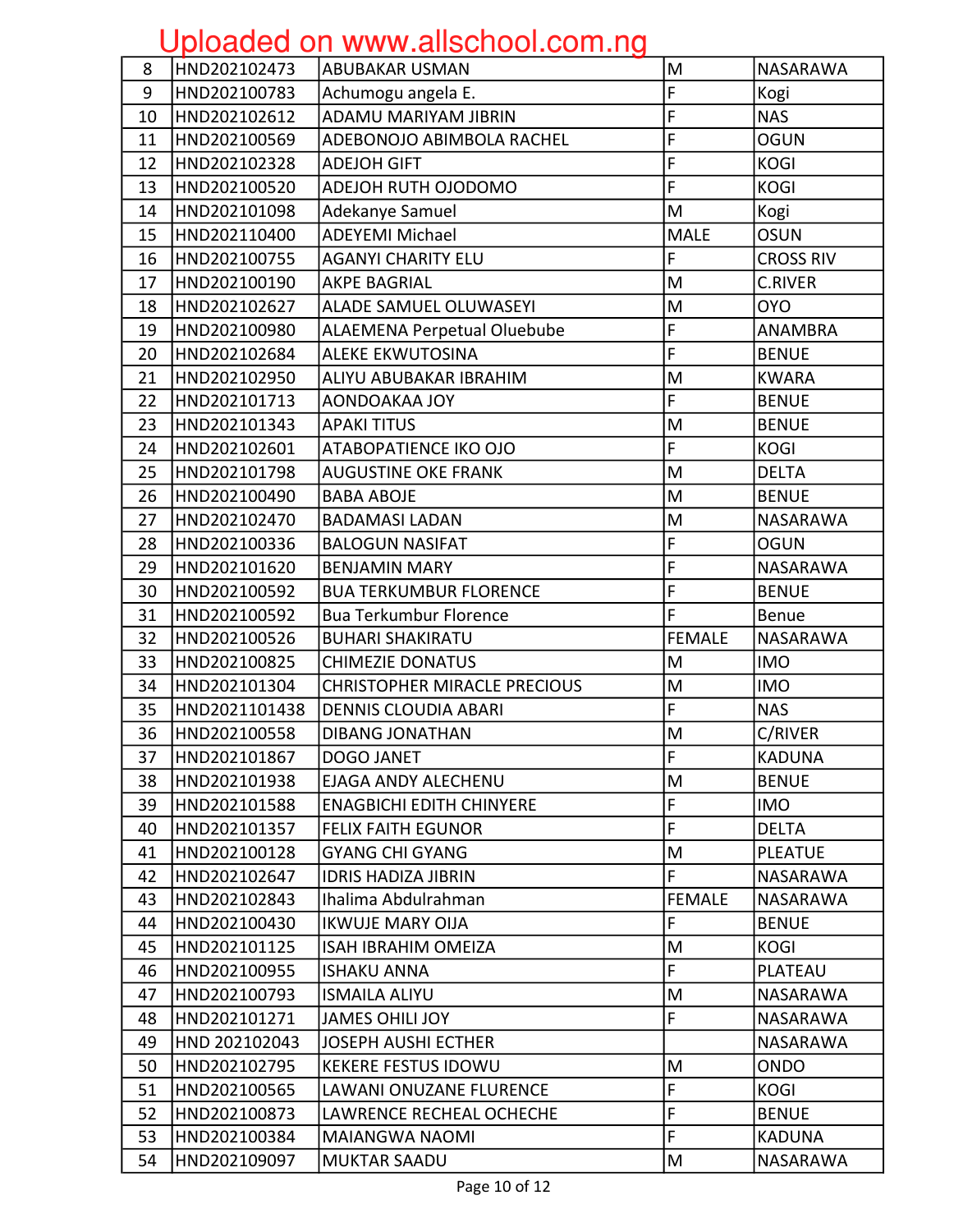Uploaded on www.allschool.com.ng

| | | | | |
|---|---|---|---|---|
| 8 | HND202102473 | ABUBAKAR USMAN | M | NASARAWA |
| 9 | HND202100783 | Achumogu angela E. | F | Kogi |
| 10 | HND202102612 | ADAMU MARIYAM JIBRIN | F | NAS |
| 11 | HND202100569 | ADEBONOJO ABIMBOLA RACHEL | F | OGUN |
| 12 | HND202102328 | ADEJOH GIFT | F | KOGI |
| 13 | HND202100520 | ADEJOH RUTH OJODOMO | F | KOGI |
| 14 | HND202101098 | Adekanye Samuel | M | Kogi |
| 15 | HND202110400 | ADEYEMI Michael | MALE | OSUN |
| 16 | HND202100755 | AGANYI CHARITY ELU | F | CROSS RIV |
| 17 | HND202100190 | AKPE BAGRIAL | M | C.RIVER |
| 18 | HND202102627 | ALADE SAMUEL OLUWASEYI | M | OYO |
| 19 | HND202100980 | ALAEMENA Perpetual Oluebube | F | ANAMBRA |
| 20 | HND202102684 | ALEKE EKWUTOSINA | F | BENUE |
| 21 | HND202102950 | ALIYU ABUBAKAR IBRAHIM | M | KWARA |
| 22 | HND202101713 | AONDOAKAA JOY | F | BENUE |
| 23 | HND202101343 | APAKI TITUS | M | BENUE |
| 24 | HND202102601 | ATABOPATIENCE IKO OJO | F | KOGI |
| 25 | HND202101798 | AUGUSTINE OKE FRANK | M | DELTA |
| 26 | HND202100490 | BABA ABOJE | M | BENUE |
| 27 | HND202102470 | BADAMASI LADAN | M | NASARAWA |
| 28 | HND202100336 | BALOGUN NASIFAT | F | OGUN |
| 29 | HND202101620 | BENJAMIN MARY | F | NASARAWA |
| 30 | HND202100592 | BUA TERKUMBUR FLORENCE | F | BENUE |
| 31 | HND202100592 | Bua Terkumbur Florence | F | Benue |
| 32 | HND202100526 | BUHARI SHAKIRATU | FEMALE | NASARAWA |
| 33 | HND202100825 | CHIMEZIE DONATUS | M | IMO |
| 34 | HND202101304 | CHRISTOPHER MIRACLE PRECIOUS | M | IMO |
| 35 | HND2021101438 | DENNIS CLOUDIA ABARI | F | NAS |
| 36 | HND202100558 | DIBANG JONATHAN | M | C/RIVER |
| 37 | HND202101867 | DOGO JANET | F | KADUNA |
| 38 | HND202101938 | EJAGA ANDY ALECHENU | M | BENUE |
| 39 | HND202101588 | ENAGBICHI EDITH CHINYERE | F | IMO |
| 40 | HND202101357 | FELIX FAITH EGUNOR | F | DELTA |
| 41 | HND202100128 | GYANG CHI GYANG | M | PLEATUE |
| 42 | HND202102647 | IDRIS HADIZA JIBRIN | F | NASARAWA |
| 43 | HND202102843 | Ihalima Abdulrahman | FEMALE | NASARAWA |
| 44 | HND202100430 | IKWUJE MARY OIJA | F | BENUE |
| 45 | HND202101125 | ISAH IBRAHIM OMEIZA | M | KOGI |
| 46 | HND202100955 | ISHAKU ANNA | F | PLATEAU |
| 47 | HND202100793 | ISMAILA ALIYU | M | NASARAWA |
| 48 | HND202101271 | JAMES OHILI JOY | F | NASARAWA |
| 49 | HND 202102043 | JOSEPH AUSHI ECTHER | | NASARAWA |
| 50 | HND202102795 | KEKERE FESTUS IDOWU | M | ONDO |
| 51 | HND202100565 | LAWANI ONUZANE FLURENCE | F | KOGI |
| 52 | HND202100873 | LAWRENCE RECHEAL OCHECHE | F | BENUE |
| 53 | HND202100384 | MAIANGWA NAOMI | F | KADUNA |
| 54 | HND202109097 | MUKTAR SAADU | M | NASARAWA |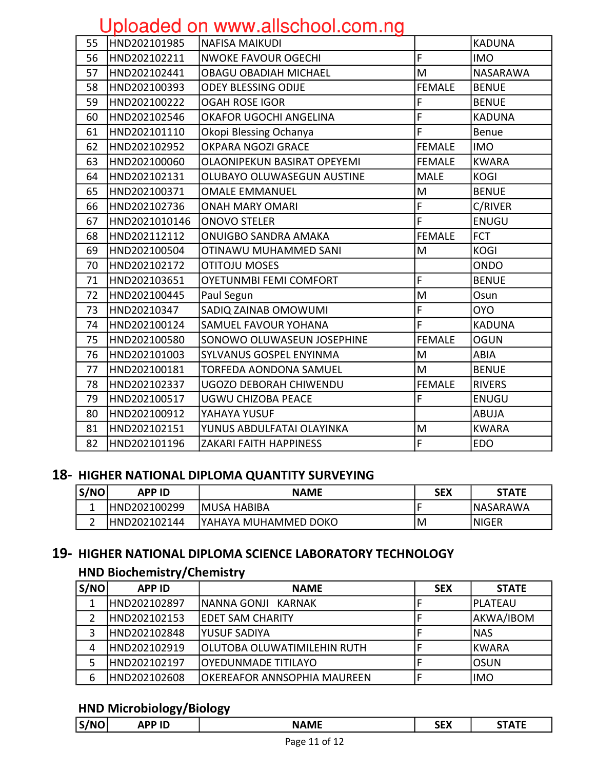| | | | | |
|---|---|---|---|---|
| 55 | HND202101985 | NAFISA MAIKUDI | | KADUNA |
| 56 | HND202102211 | NWOKE FAVOUR OGECHI | F | IMO |
| 57 | HND202102441 | OBAGU OBADIAH MICHAEL | M | NASARAWA |
| 58 | HND202100393 | ODEY BLESSING ODIJE | FEMALE | BENUE |
| 59 | HND202100222 | OGAH ROSE IGOR | F | BENUE |
| 60 | HND202102546 | OKAFOR UGOCHI ANGELINA | F | KADUNA |
| 61 | HND202101110 | Okopi Blessing Ochanya | F | Benue |
| 62 | HND202102952 | OKPARA NGOZI GRACE | FEMALE | IMO |
| 63 | HND202100060 | OLAONIPEKUN BASIRAT OPEYEMI | FEMALE | KWARA |
| 64 | HND202102131 | OLUBAYO OLUWASEGUN AUSTINE | MALE | KOGI |
| 65 | HND202100371 | OMALE EMMANUEL | M | BENUE |
| 66 | HND202102736 | ONAH MARY OMARI | F | C/RIVER |
| 67 | HND2021010146 | ONOVO STELER | F | ENUGU |
| 68 | HND202112112 | ONUIGBO SANDRA AMAKA | FEMALE | FCT |
| 69 | HND202100504 | OTINAWU MUHAMMED SANI | M | KOGI |
| 70 | HND202102172 | OTITOJU MOSES | | ONDO |
| 71 | HND202103651 | OYETUNMBI FEMI COMFORT | F | BENUE |
| 72 | HND202100445 | Paul Segun | M | Osun |
| 73 | HND20210347 | SADIQ ZAINAB OMOWUMI | F | OYO |
| 74 | HND202100124 | SAMUEL FAVOUR YOHANA | F | KADUNA |
| 75 | HND202100580 | SONOWO OLUWASEUN JOSEPHINE | FEMALE | OGUN |
| 76 | HND202101003 | SYLVANUS GOSPEL ENYINMA | M | ABIA |
| 77 | HND202100181 | TORFEDA AONDONA SAMUEL | M | BENUE |
| 78 | HND202102337 | UGOZO DEBORAH CHIWENDU | FEMALE | RIVERS |
| 79 | HND202100517 | UGWU CHIZOBA PEACE | F | ENUGU |
| 80 | HND202100912 | YAHAYA YUSUF | | ABUJA |
| 81 | HND202102151 | YUNUS ABDULFATAI OLAYINKA | M | KWARA |
| 82 | HND202101196 | ZAKARI FAITH HAPPINESS | F | EDO |

## 18- HIGHER NATIONAL DIPLOMA QUANTITY SURVEYING

| S/NO | APP ID | NAME | SEX | STATE |
|---|---|---|---|---|
| 1 | HND202100299 | MUSA HABIBA | F | NASARAWA |
| 2 | HND202102144 | YAHAYA MUHAMMED DOKO | M | NIGER |

## 19- HIGHER NATIONAL DIPLOMA SCIENCE LABORATORY TECHNOLOGY

### HND Biochemistry/Chemistry

| S/NO | APP ID | NAME | SEX | STATE |
|---|---|---|---|---|
| 1 | HND202102897 | NANNA GONJI KARNAK | F | PLATEAU |
| 2 | HND202102153 | EDET SAM CHARITY | F | AKWA/IBOM |
| 3 | HND202102848 | YUSUF SADIYA | F | NAS |
| 4 | HND202102919 | OLUTOBA OLUWATIMILEHIN RUTH | F | KWARA |
| 5 | HND202102197 | OYEDUNMADE TITILAYO | F | OSUN |
| 6 | HND202102608 | OKEREAFOR ANNSOPHIA MAUREEN | F | IMO |

### HND Microbiology/Biology

| S/NO | APP ID | NAME | SEX | STATE |
|---|---|---|---|---|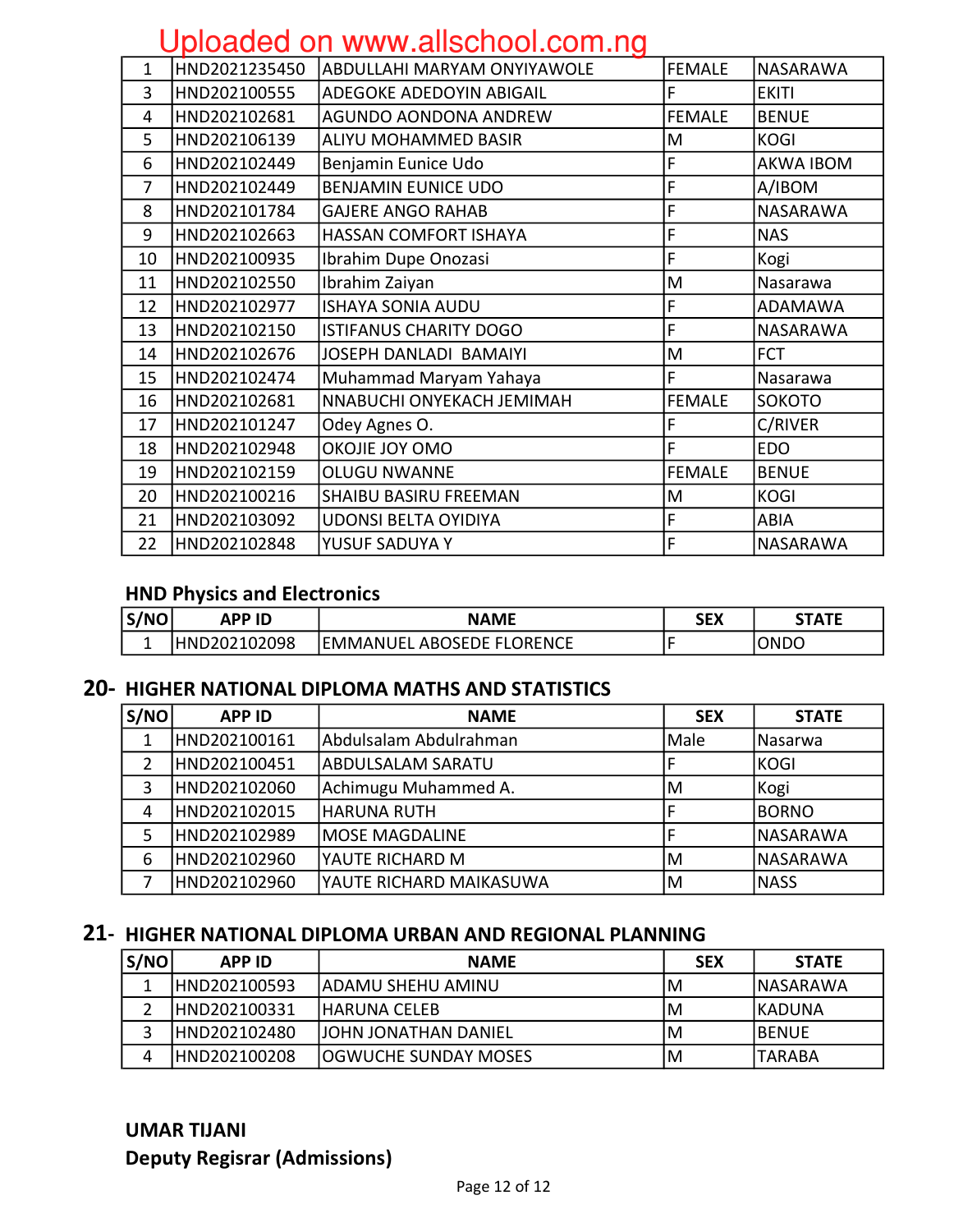Uploaded on www.allschool.com.ng

| | | | | |
|---|---|---|---|---|
| 1 | HND2021235450 | ABDULLAHI MARYAM ONYIYAWOLE | FEMALE | NASARAWA |
| 3 | HND202100555 | ADEGOKE ADEDOYIN ABIGAIL | F | EKITI |
| 4 | HND202102681 | AGUNDO AONDONA ANDREW | FEMALE | BENUE |
| 5 | HND202106139 | ALIYU MOHAMMED BASIR | M | KOGI |
| 6 | HND202102449 | Benjamin Eunice Udo | F | AKWA IBOM |
| 7 | HND202102449 | BENJAMIN EUNICE UDO | F | A/IBOM |
| 8 | HND202101784 | GAJERE ANGO RAHAB | F | NASARAWA |
| 9 | HND202102663 | HASSAN COMFORT ISHAYA | F | NAS |
| 10 | HND202100935 | Ibrahim Dupe Onozasi | F | Kogi |
| 11 | HND202102550 | Ibrahim Zaiyan | M | Nasarawa |
| 12 | HND202102977 | ISHAYA SONIA AUDU | F | ADAMAWA |
| 13 | HND202102150 | ISTIFANUS CHARITY DOGO | F | NASARAWA |
| 14 | HND202102676 | JOSEPH DANLADI BAMAIYI | M | FCT |
| 15 | HND202102474 | Muhammad Maryam Yahaya | F | Nasarawa |
| 16 | HND202102681 | NNABUCHI ONYEKACH JEMIMAH | FEMALE | SOKOTO |
| 17 | HND202101247 | Odey Agnes O. | F | C/RIVER |
| 18 | HND202102948 | OKOJIE JOY OMO | F | EDO |
| 19 | HND202102159 | OLUGU NWANNE | FEMALE | BENUE |
| 20 | HND202100216 | SHAIBU BASIRU FREEMAN | M | KOGI |
| 21 | HND202103092 | UDONSI BELTA OYIDIYA | F | ABIA |
| 22 | HND202102848 | YUSUF SADUYA Y | F | NASARAWA |

### HND Physics and Electronics

| S/NO | APP ID | NAME | SEX | STATE |
|---|---|---|---|---|
| 1 | HND202102098 | EMMANUEL ABOSEDE FLORENCE | F | ONDO |

## 20- HIGHER NATIONAL DIPLOMA MATHS AND STATISTICS

| S/NO | APP ID | NAME | SEX | STATE |
|---|---|---|---|---|
| 1 | HND202100161 | Abdulsalam Abdulrahman | Male | Nasarwa |
| 2 | HND202100451 | ABDULSALAM SARATU | F | KOGI |
| 3 | HND202102060 | Achimugu Muhammed A. | M | Kogi |
| 4 | HND202102015 | HARUNA RUTH | F | BORNO |
| 5 | HND202102989 | MOSE MAGDALINE | F | NASARAWA |
| 6 | HND202102960 | YAUTE RICHARD M | M | NASARAWA |
| 7 | HND202102960 | YAUTE RICHARD MAIKASUWA | M | NASS |

## 21- HIGHER NATIONAL DIPLOMA URBAN AND REGIONAL PLANNING

| S/NO | APP ID | NAME | SEX | STATE |
|---|---|---|---|---|
| 1 | HND202100593 | ADAMU SHEHU AMINU | M | NASARAWA |
| 2 | HND202100331 | HARUNA CELEB | M | KADUNA |
| 3 | HND202102480 | JOHN JONATHAN DANIEL | M | BENUE |
| 4 | HND202100208 | OGWUCHE SUNDAY MOSES | M | TARABA |

**UMAR TIJANI**
**Deputy Regisrar (Admissions)**